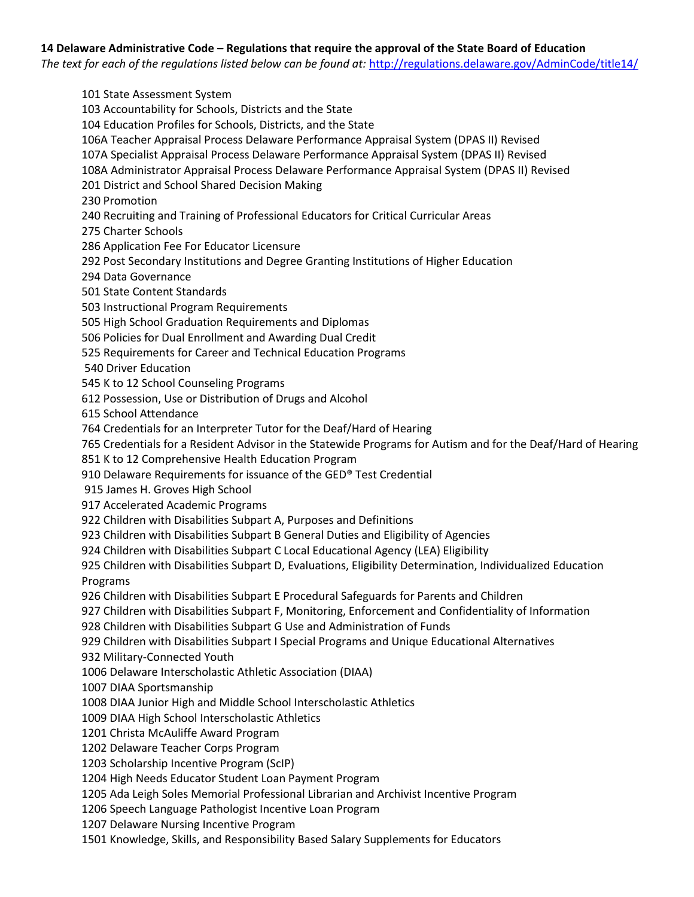**14 Delaware Administrative Code – Regulations that require the approval of the State Board of Education**

*The text for each of the regulations listed below can be found at:* http://regulations.delaware.gov/AdminCode/title14/

101 State Assessment System
103 Accountability for Schools, Districts and the State
104 Education Profiles for Schools, Districts, and the State
106A Teacher Appraisal Process Delaware Performance Appraisal System (DPAS II) Revised
107A Specialist Appraisal Process Delaware Performance Appraisal System (DPAS II) Revised
108A Administrator Appraisal Process Delaware Performance Appraisal System (DPAS II) Revised
201 District and School Shared Decision Making
230 Promotion
240 Recruiting and Training of Professional Educators for Critical Curricular Areas
275 Charter Schools
286 Application Fee For Educator Licensure
292 Post Secondary Institutions and Degree Granting Institutions of Higher Education
294 Data Governance
501 State Content Standards
503 Instructional Program Requirements
505 High School Graduation Requirements and Diplomas
506 Policies for Dual Enrollment and Awarding Dual Credit
525 Requirements for Career and Technical Education Programs
540 Driver Education
545 K to 12 School Counseling Programs
612 Possession, Use or Distribution of Drugs and Alcohol
615 School Attendance
764 Credentials for an Interpreter Tutor for the Deaf/Hard of Hearing
765 Credentials for a Resident Advisor in the Statewide Programs for Autism and for the Deaf/Hard of Hearing
851 K to 12 Comprehensive Health Education Program
910 Delaware Requirements for issuance of the GED® Test Credential
915 James H. Groves High School
917 Accelerated Academic Programs
922 Children with Disabilities Subpart A, Purposes and Definitions
923 Children with Disabilities Subpart B General Duties and Eligibility of Agencies
924 Children with Disabilities Subpart C Local Educational Agency (LEA) Eligibility
925 Children with Disabilities Subpart D, Evaluations, Eligibility Determination, Individualized Education Programs
926 Children with Disabilities Subpart E Procedural Safeguards for Parents and Children
927 Children with Disabilities Subpart F, Monitoring, Enforcement and Confidentiality of Information
928 Children with Disabilities Subpart G Use and Administration of Funds
929 Children with Disabilities Subpart I Special Programs and Unique Educational Alternatives
932 Military-Connected Youth
1006 Delaware Interscholastic Athletic Association (DIAA)
1007 DIAA Sportsmanship
1008 DIAA Junior High and Middle School Interscholastic Athletics
1009 DIAA High School Interscholastic Athletics
1201 Christa McAuliffe Award Program
1202 Delaware Teacher Corps Program
1203 Scholarship Incentive Program (ScIP)
1204 High Needs Educator Student Loan Payment Program
1205 Ada Leigh Soles Memorial Professional Librarian and Archivist Incentive Program
1206 Speech Language Pathologist Incentive Loan Program
1207 Delaware Nursing Incentive Program
1501 Knowledge, Skills, and Responsibility Based Salary Supplements for Educators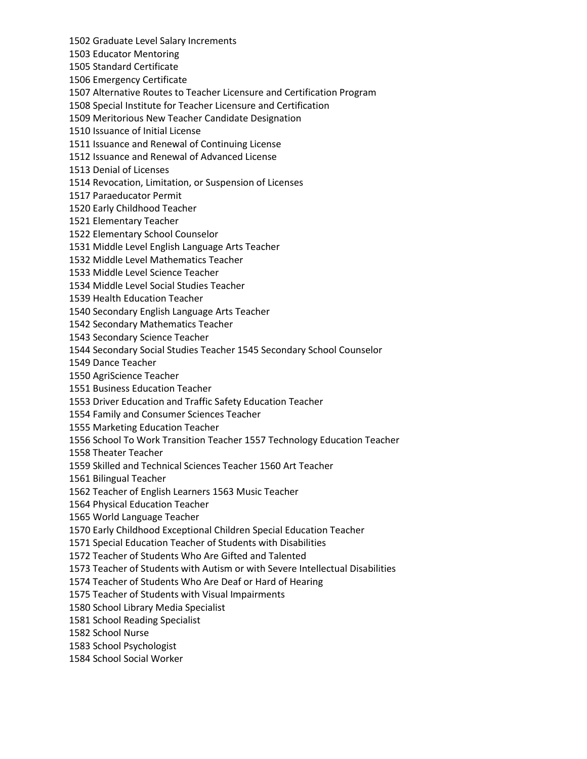1502 Graduate Level Salary Increments
1503 Educator Mentoring
1505 Standard Certificate
1506 Emergency Certificate
1507 Alternative Routes to Teacher Licensure and Certification Program
1508 Special Institute for Teacher Licensure and Certification
1509 Meritorious New Teacher Candidate Designation
1510 Issuance of Initial License
1511 Issuance and Renewal of Continuing License
1512 Issuance and Renewal of Advanced License
1513 Denial of Licenses
1514 Revocation, Limitation, or Suspension of Licenses
1517 Paraeducator Permit
1520 Early Childhood Teacher
1521 Elementary Teacher
1522 Elementary School Counselor
1531 Middle Level English Language Arts Teacher
1532 Middle Level Mathematics Teacher
1533 Middle Level Science Teacher
1534 Middle Level Social Studies Teacher
1539 Health Education Teacher
1540 Secondary English Language Arts Teacher
1542 Secondary Mathematics Teacher
1543 Secondary Science Teacher
1544 Secondary Social Studies Teacher 1545 Secondary School Counselor
1549 Dance Teacher
1550 AgriScience Teacher
1551 Business Education Teacher
1553 Driver Education and Traffic Safety Education Teacher
1554 Family and Consumer Sciences Teacher
1555 Marketing Education Teacher
1556 School To Work Transition Teacher 1557 Technology Education Teacher
1558 Theater Teacher
1559 Skilled and Technical Sciences Teacher 1560 Art Teacher
1561 Bilingual Teacher
1562 Teacher of English Learners 1563 Music Teacher
1564 Physical Education Teacher
1565 World Language Teacher
1570 Early Childhood Exceptional Children Special Education Teacher
1571 Special Education Teacher of Students with Disabilities
1572 Teacher of Students Who Are Gifted and Talented
1573 Teacher of Students with Autism or with Severe Intellectual Disabilities
1574 Teacher of Students Who Are Deaf or Hard of Hearing
1575 Teacher of Students with Visual Impairments
1580 School Library Media Specialist
1581 School Reading Specialist
1582 School Nurse
1583 School Psychologist
1584 School Social Worker